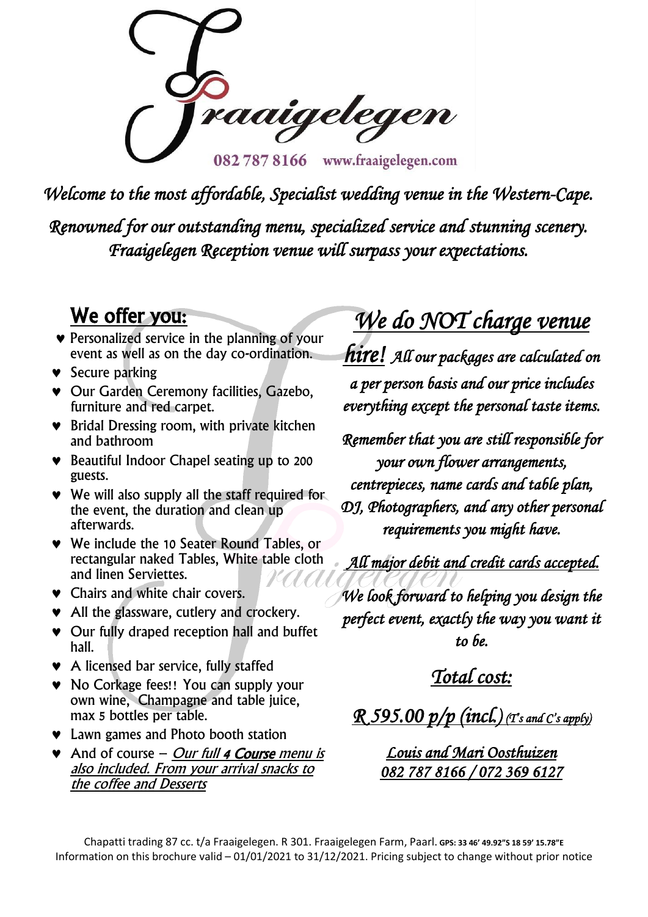# Fraaigelegen

082 787 8166 www.fraaigelegen.com

*Welcome to the most affordable, Specialist wedding venue in the Western-Cape.*

*Renowned for our outstanding menu, specialized service and stunning scenery. Fraaigelegen Reception venue will surpass your expectations.*

## We offer you:

- Personalized service in the planning of your event as well as on the day co-ordination.
- Secure parking
- Our Garden Ceremony facilities, Gazebo, furniture and red carpet.
- Bridal Dressing room, with private kitchen and bathroom
- Beautiful Indoor Chapel seating up to 200 guests.
- We will also supply all the staff required for the event, the duration and clean up afterwards.
- We include the 10 Seater Round Tables, or rectangular naked Tables, White table cloth and linen Serviettes.
- Chairs and white chair covers.
- All the glassware, cutlery and crockery.
- Our fully draped reception hall and buffet hall.
- A licensed bar service, fully staffed
- No Corkage fees!! You can supply your own wine, Champagne and table juice, max 5 bottles per table.
- Lawn games and Photo booth station
- And of course – *Our full **4 Course** menu is also included. From your arrival snacks to the coffee and Desserts*

## *We do NOT charge venue hire!*

*All our packages are calculated on a per person basis and our price includes everything except the personal taste items.*

*Remember that you are still responsible for your own flower arrangements, centrepieces, name cards and table plan, DJ, Photographers, and any other personal requirements you might have.*

*All major debit and credit cards accepted.*

*We look forward to helping you design the perfect event, exactly the way you want it to be.*

### *Total cost:*

*R 595.00 p/p (incl.) (T's and C's apply)*

*Louis and Mari Oosthuizen*
*082 787 8166 / 072 369 6127*

Chapatti trading 87 cc. t/a Fraaigelegen. R 301. Fraaigelegen Farm, Paarl. GPS: 33 46' 49.92"S 18 59' 15.78"E
Information on this brochure valid – 01/01/2021 to 31/12/2021. Pricing subject to change without prior notice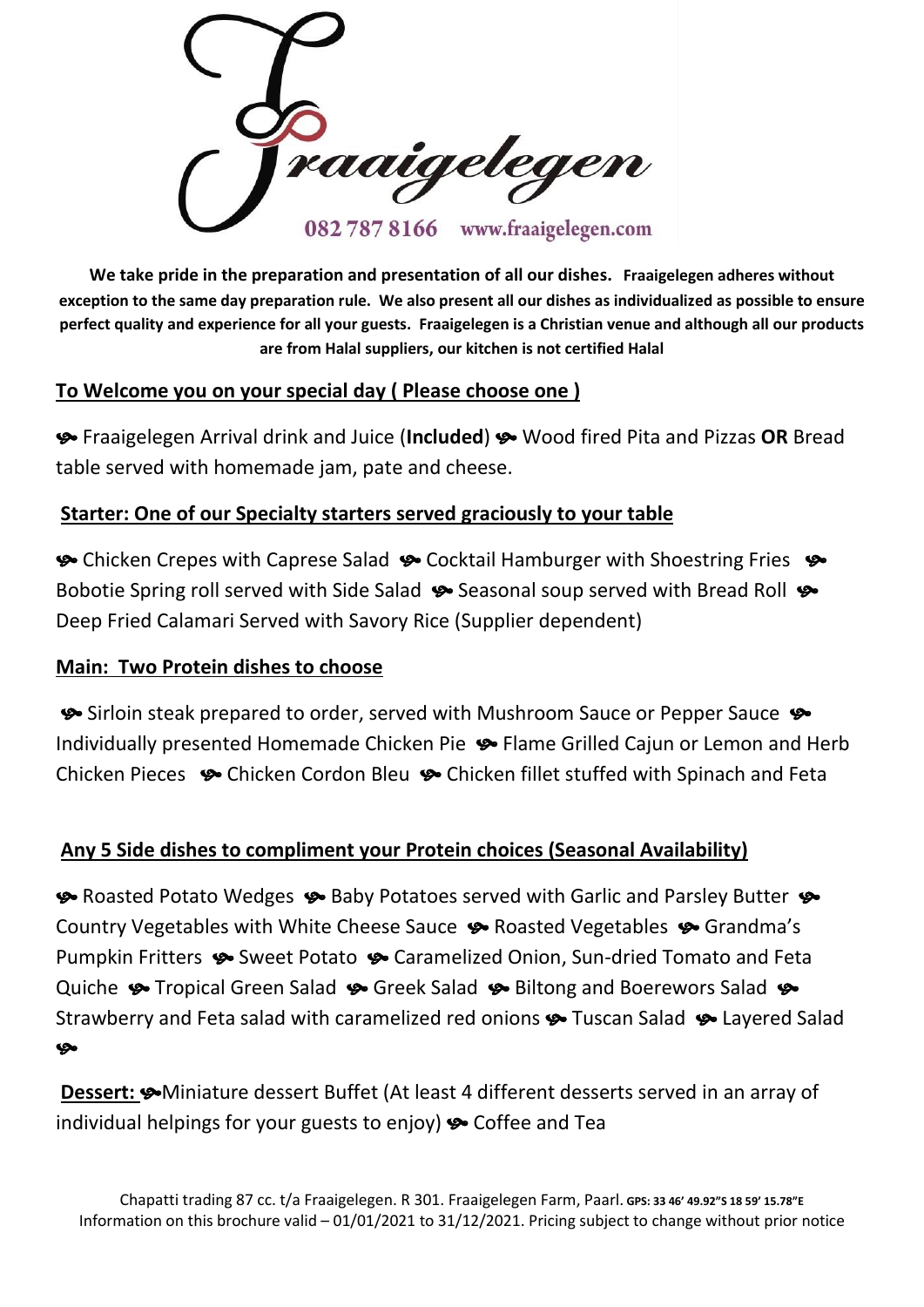Fraaigelegen

082 787 8166 www.fraaigelegen.com

**We take pride in the preparation and presentation of all our dishes. Fraaigelegen adheres without exception to the same day preparation rule. We also present all our dishes as individualized as possible to ensure perfect quality and experience for all your guests. Fraaigelegen is a Christian venue and although all our products are from Halal suppliers, our kitchen is not certified Halal**

## To Welcome you on your special day ( Please choose one )

- Fraaigelegen Arrival drink and Juice (**Included**)
- Wood fired Pita and Pizzas **OR** Bread table served with homemade jam, pate and cheese.

## Starter: One of our Specialty starters served graciously to your table

- Chicken Crepes with Caprese Salad
- Cocktail Hamburger with Shoestring Fries
- Bobotie Spring roll served with Side Salad
- Seasonal soup served with Bread Roll
- Deep Fried Calamari Served with Savory Rice (Supplier dependent)

## Main: Two Protein dishes to choose

- Sirloin steak prepared to order, served with Mushroom Sauce or Pepper Sauce
- Individually presented Homemade Chicken Pie
- Flame Grilled Cajun or Lemon and Herb Chicken Pieces
- Chicken Cordon Bleu
- Chicken fillet stuffed with Spinach and Feta

## Any 5 Side dishes to compliment your Protein choices (Seasonal Availability)

- Roasted Potato Wedges
- Baby Potatoes served with Garlic and Parsley Butter
- Country Vegetables with White Cheese Sauce
- Roasted Vegetables
- Grandma's Pumpkin Fritters
- Sweet Potato
- Caramelized Onion, Sun-dried Tomato and Feta Quiche
- Tropical Green Salad
- Greek Salad
- Biltong and Boerewors Salad
- Strawberry and Feta salad with caramelized red onions
- Tuscan Salad
- Layered Salad

## Dessert:

- Miniature dessert Buffet (At least 4 different desserts served in an array of individual helpings for your guests to enjoy)
- Coffee and Tea

Chapatti trading 87 cc. t/a Fraaigelegen. R 301. Fraaigelegen Farm, Paarl. **GPS: 33 46' 49.92"S 18 59' 15.78"E**
Information on this brochure valid – 01/01/2021 to 31/12/2021. Pricing subject to change without prior notice